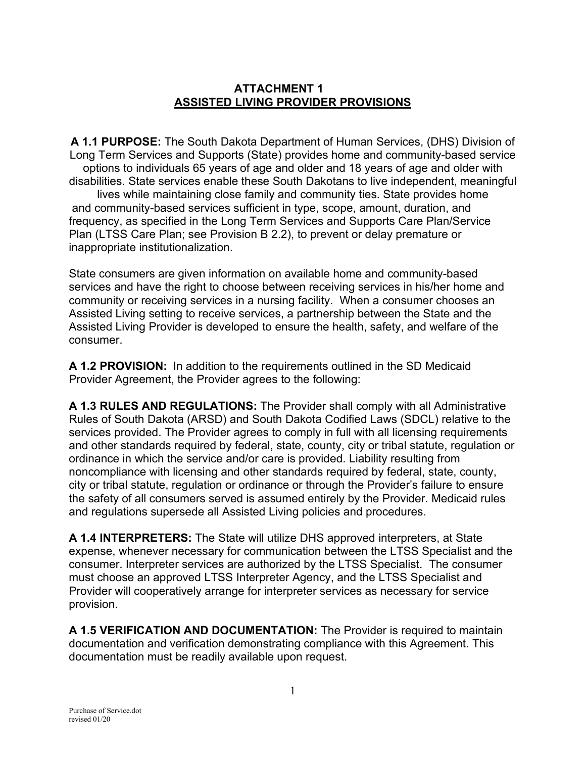# ATTACHMENT 1
## ASSISTED LIVING PROVIDER PROVISIONS

**A 1.1 PURPOSE:** The South Dakota Department of Human Services, (DHS) Division of Long Term Services and Supports (State) provides home and community-based service options to individuals 65 years of age and older and 18 years of age and older with disabilities. State services enable these South Dakotans to live independent, meaningful lives while maintaining close family and community ties. State provides home and community-based services sufficient in type, scope, amount, duration, and frequency, as specified in the Long Term Services and Supports Care Plan/Service Plan (LTSS Care Plan; see Provision B 2.2), to prevent or delay premature or inappropriate institutionalization.

State consumers are given information on available home and community-based services and have the right to choose between receiving services in his/her home and community or receiving services in a nursing facility. When a consumer chooses an Assisted Living setting to receive services, a partnership between the State and the Assisted Living Provider is developed to ensure the health, safety, and welfare of the consumer.

**A 1.2 PROVISION:** In addition to the requirements outlined in the SD Medicaid Provider Agreement, the Provider agrees to the following:

**A 1.3 RULES AND REGULATIONS:** The Provider shall comply with all Administrative Rules of South Dakota (ARSD) and South Dakota Codified Laws (SDCL) relative to the services provided. The Provider agrees to comply in full with all licensing requirements and other standards required by federal, state, county, city or tribal statute, regulation or ordinance in which the service and/or care is provided. Liability resulting from noncompliance with licensing and other standards required by federal, state, county, city or tribal statute, regulation or ordinance or through the Provider's failure to ensure the safety of all consumers served is assumed entirely by the Provider. Medicaid rules and regulations supersede all Assisted Living policies and procedures.

**A 1.4 INTERPRETERS:** The State will utilize DHS approved interpreters, at State expense, whenever necessary for communication between the LTSS Specialist and the consumer. Interpreter services are authorized by the LTSS Specialist. The consumer must choose an approved LTSS Interpreter Agency, and the LTSS Specialist and Provider will cooperatively arrange for interpreter services as necessary for service provision.

**A 1.5 VERIFICATION AND DOCUMENTATION:** The Provider is required to maintain documentation and verification demonstrating compliance with this Agreement. This documentation must be readily available upon request.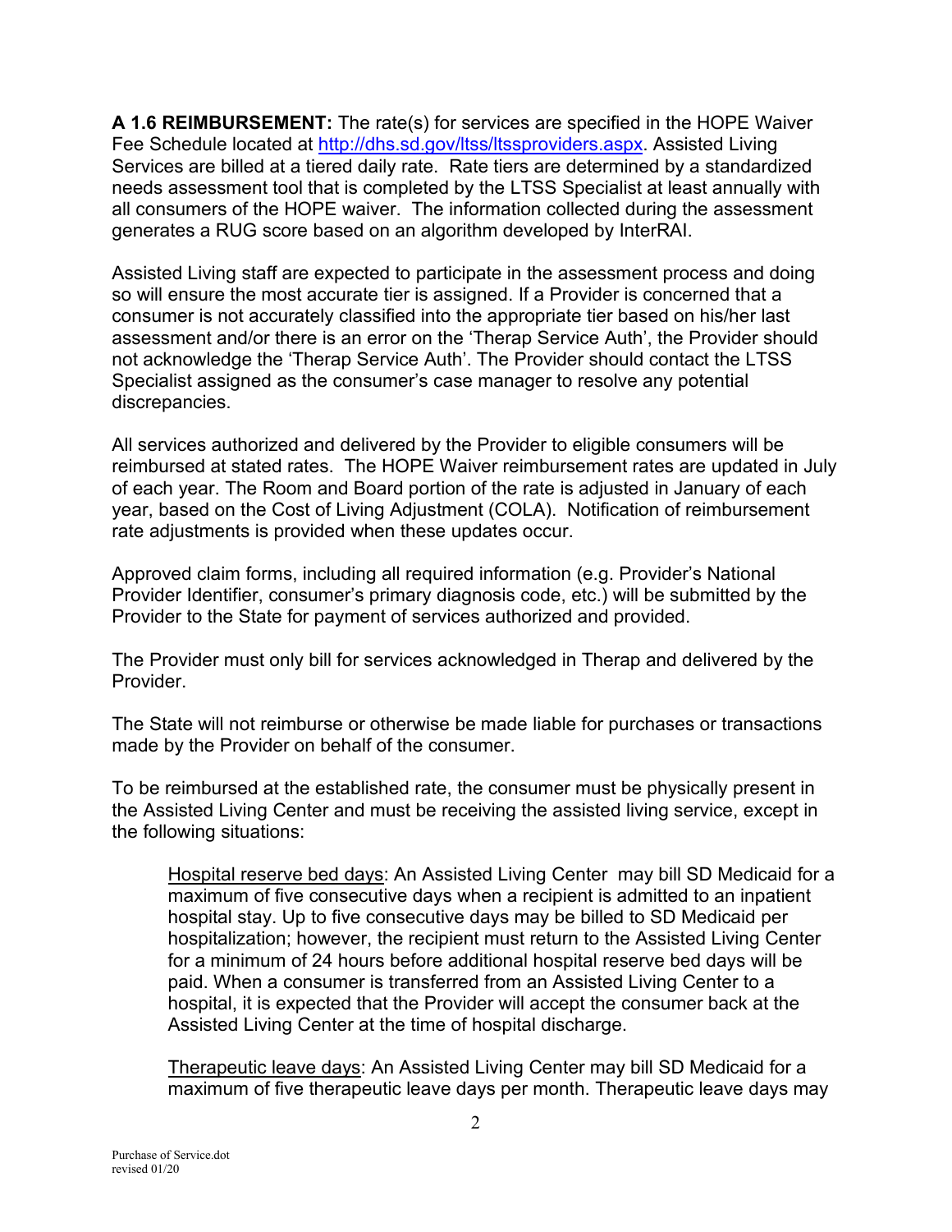**A 1.6 REIMBURSEMENT:** The rate(s) for services are specified in the HOPE Waiver Fee Schedule located at [http://dhs.sd.gov/ltss/ltssproviders.aspx](http://dhs.sd.gov/ltss/ltssproviders.aspx). Assisted Living Services are billed at a tiered daily rate. Rate tiers are determined by a standardized needs assessment tool that is completed by the LTSS Specialist at least annually with all consumers of the HOPE waiver. The information collected during the assessment generates a RUG score based on an algorithm developed by InterRAI.

Assisted Living staff are expected to participate in the assessment process and doing so will ensure the most accurate tier is assigned. If a Provider is concerned that a consumer is not accurately classified into the appropriate tier based on his/her last assessment and/or there is an error on the 'Therap Service Auth', the Provider should not acknowledge the 'Therap Service Auth'. The Provider should contact the LTSS Specialist assigned as the consumer's case manager to resolve any potential discrepancies.

All services authorized and delivered by the Provider to eligible consumers will be reimbursed at stated rates. The HOPE Waiver reimbursement rates are updated in July of each year. The Room and Board portion of the rate is adjusted in January of each year, based on the Cost of Living Adjustment (COLA). Notification of reimbursement rate adjustments is provided when these updates occur.

Approved claim forms, including all required information (e.g. Provider's National Provider Identifier, consumer's primary diagnosis code, etc.) will be submitted by the Provider to the State for payment of services authorized and provided.

The Provider must only bill for services acknowledged in Therap and delivered by the Provider.

The State will not reimburse or otherwise be made liable for purchases or transactions made by the Provider on behalf of the consumer.

To be reimbursed at the established rate, the consumer must be physically present in the Assisted Living Center and must be receiving the assisted living service, except in the following situations:

> Hospital reserve bed days: An Assisted Living Center may bill SD Medicaid for a maximum of five consecutive days when a recipient is admitted to an inpatient hospital stay. Up to five consecutive days may be billed to SD Medicaid per hospitalization; however, the recipient must return to the Assisted Living Center for a minimum of 24 hours before additional hospital reserve bed days will be paid. When a consumer is transferred from an Assisted Living Center to a hospital, it is expected that the Provider will accept the consumer back at the Assisted Living Center at the time of hospital discharge.
>
> Therapeutic leave days: An Assisted Living Center may bill SD Medicaid for a maximum of five therapeutic leave days per month. Therapeutic leave days may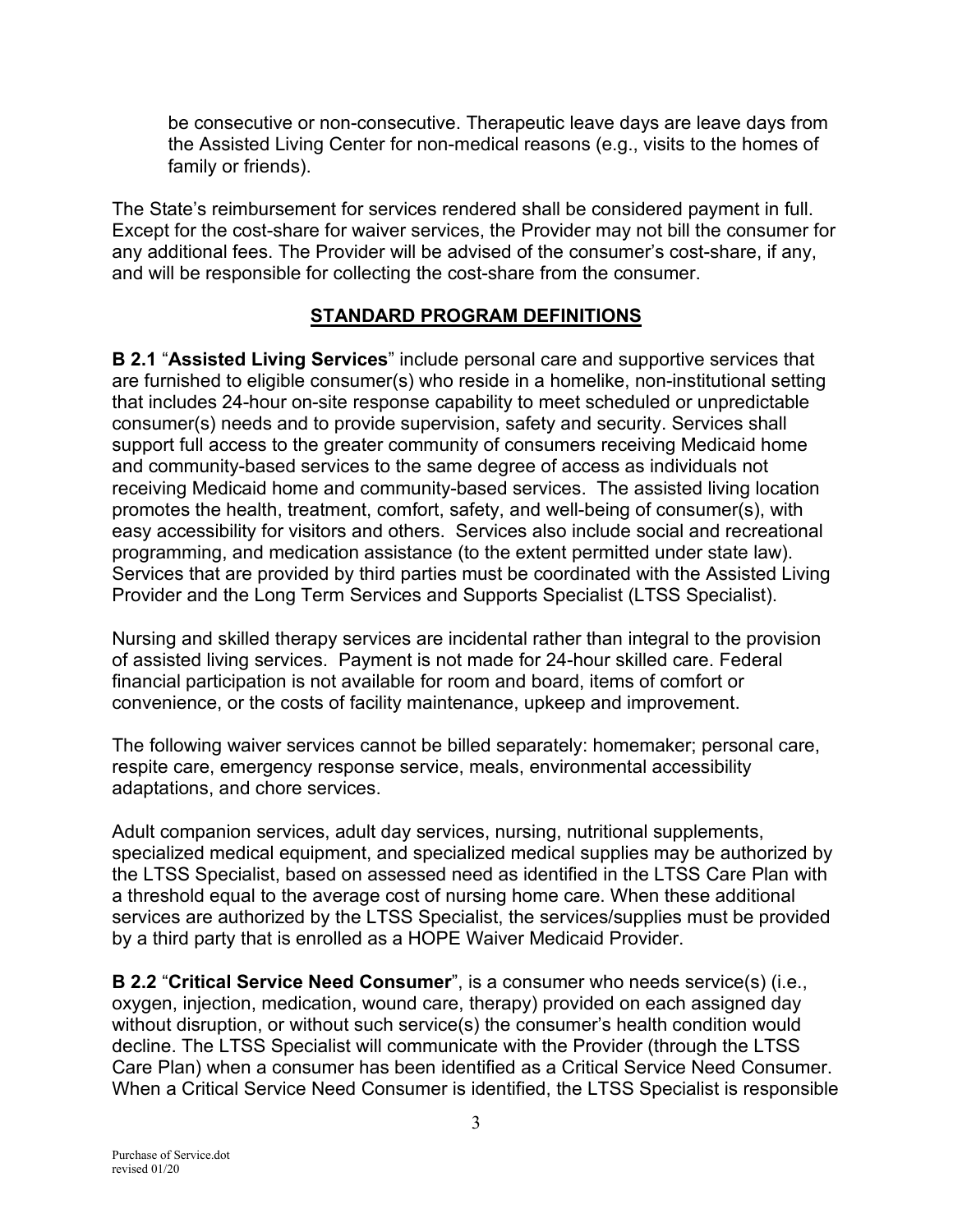be consecutive or non-consecutive. Therapeutic leave days are leave days from the Assisted Living Center for non-medical reasons (e.g., visits to the homes of family or friends).

The State's reimbursement for services rendered shall be considered payment in full. Except for the cost-share for waiver services, the Provider may not bill the consumer for any additional fees. The Provider will be advised of the consumer's cost-share, if any, and will be responsible for collecting the cost-share from the consumer.

## STANDARD PROGRAM DEFINITIONS

**B 2.1** "**Assisted Living Services**" include personal care and supportive services that are furnished to eligible consumer(s) who reside in a homelike, non-institutional setting that includes 24-hour on-site response capability to meet scheduled or unpredictable consumer(s) needs and to provide supervision, safety and security. Services shall support full access to the greater community of consumers receiving Medicaid home and community-based services to the same degree of access as individuals not receiving Medicaid home and community-based services. The assisted living location promotes the health, treatment, comfort, safety, and well-being of consumer(s), with easy accessibility for visitors and others. Services also include social and recreational programming, and medication assistance (to the extent permitted under state law). Services that are provided by third parties must be coordinated with the Assisted Living Provider and the Long Term Services and Supports Specialist (LTSS Specialist).

Nursing and skilled therapy services are incidental rather than integral to the provision of assisted living services. Payment is not made for 24-hour skilled care. Federal financial participation is not available for room and board, items of comfort or convenience, or the costs of facility maintenance, upkeep and improvement.

The following waiver services cannot be billed separately: homemaker; personal care, respite care, emergency response service, meals, environmental accessibility adaptations, and chore services.

Adult companion services, adult day services, nursing, nutritional supplements, specialized medical equipment, and specialized medical supplies may be authorized by the LTSS Specialist, based on assessed need as identified in the LTSS Care Plan with a threshold equal to the average cost of nursing home care. When these additional services are authorized by the LTSS Specialist, the services/supplies must be provided by a third party that is enrolled as a HOPE Waiver Medicaid Provider.

**B 2.2** "**Critical Service Need Consumer**", is a consumer who needs service(s) (i.e., oxygen, injection, medication, wound care, therapy) provided on each assigned day without disruption, or without such service(s) the consumer's health condition would decline. The LTSS Specialist will communicate with the Provider (through the LTSS Care Plan) when a consumer has been identified as a Critical Service Need Consumer. When a Critical Service Need Consumer is identified, the LTSS Specialist is responsible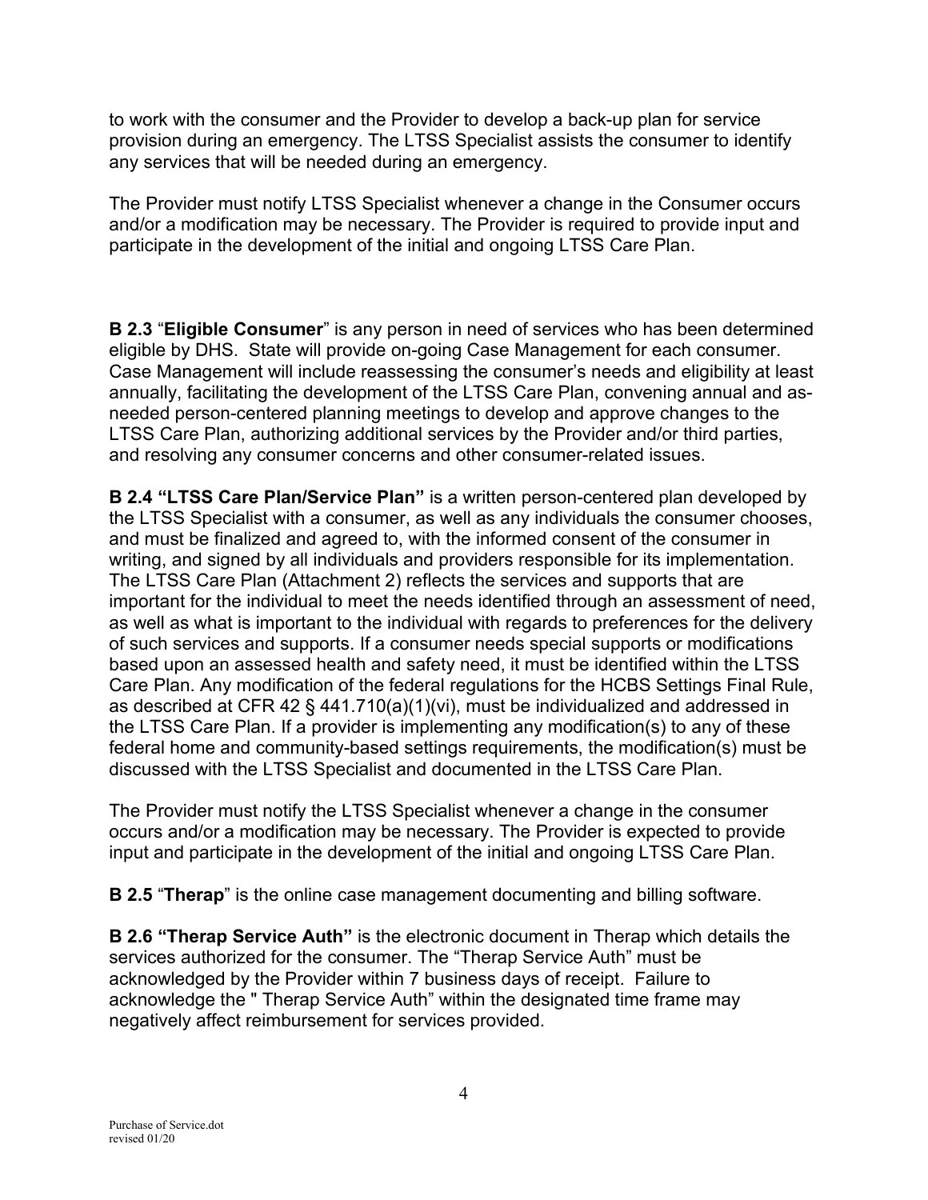to work with the consumer and the Provider to develop a back-up plan for service provision during an emergency. The LTSS Specialist assists the consumer to identify any services that will be needed during an emergency.

The Provider must notify LTSS Specialist whenever a change in the Consumer occurs and/or a modification may be necessary. The Provider is required to provide input and participate in the development of the initial and ongoing LTSS Care Plan.

**B 2.3** "**Eligible Consumer**" is any person in need of services who has been determined eligible by DHS. State will provide on-going Case Management for each consumer. Case Management will include reassessing the consumer's needs and eligibility at least annually, facilitating the development of the LTSS Care Plan, convening annual and as-needed person-centered planning meetings to develop and approve changes to the LTSS Care Plan, authorizing additional services by the Provider and/or third parties, and resolving any consumer concerns and other consumer-related issues.

**B 2.4 "LTSS Care Plan/Service Plan"** is a written person-centered plan developed by the LTSS Specialist with a consumer, as well as any individuals the consumer chooses, and must be finalized and agreed to, with the informed consent of the consumer in writing, and signed by all individuals and providers responsible for its implementation. The LTSS Care Plan (Attachment 2) reflects the services and supports that are important for the individual to meet the needs identified through an assessment of need, as well as what is important to the individual with regards to preferences for the delivery of such services and supports. If a consumer needs special supports or modifications based upon an assessed health and safety need, it must be identified within the LTSS Care Plan. Any modification of the federal regulations for the HCBS Settings Final Rule, as described at CFR 42 § 441.710(a)(1)(vi), must be individualized and addressed in the LTSS Care Plan. If a provider is implementing any modification(s) to any of these federal home and community-based settings requirements, the modification(s) must be discussed with the LTSS Specialist and documented in the LTSS Care Plan.

The Provider must notify the LTSS Specialist whenever a change in the consumer occurs and/or a modification may be necessary. The Provider is expected to provide input and participate in the development of the initial and ongoing LTSS Care Plan.

**B 2.5** "**Therap**" is the online case management documenting and billing software.

**B 2.6 "Therap Service Auth"** is the electronic document in Therap which details the services authorized for the consumer. The "Therap Service Auth" must be acknowledged by the Provider within 7 business days of receipt. Failure to acknowledge the " Therap Service Auth" within the designated time frame may negatively affect reimbursement for services provided.

Purchase of Service.dot
revised 01/20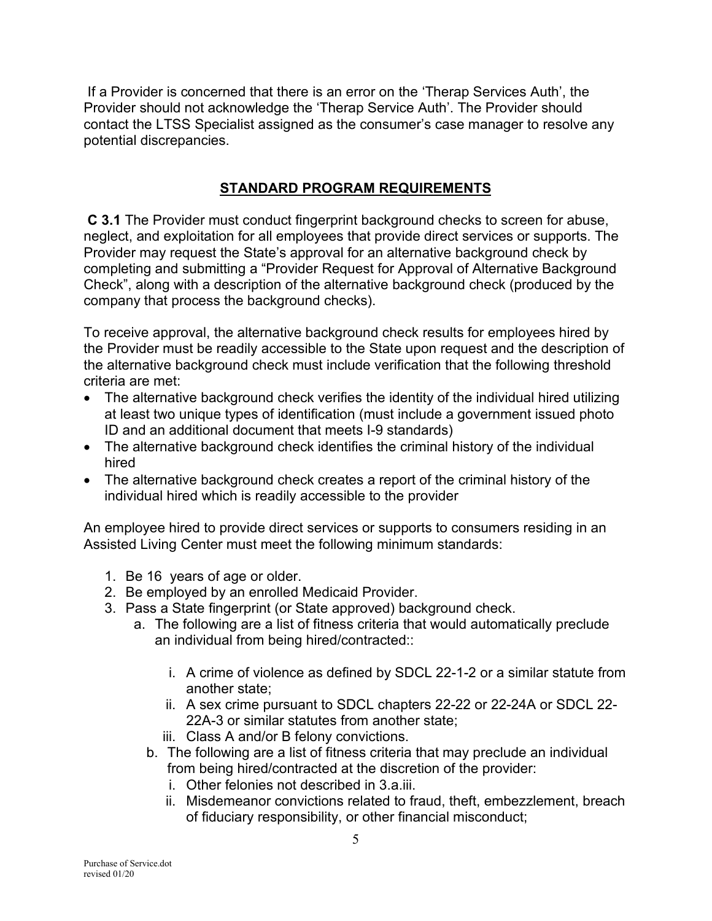If a Provider is concerned that there is an error on the 'Therap Services Auth', the Provider should not acknowledge the 'Therap Service Auth'. The Provider should contact the LTSS Specialist assigned as the consumer's case manager to resolve any potential discrepancies.

## STANDARD PROGRAM REQUIREMENTS

**C 3.1** The Provider must conduct fingerprint background checks to screen for abuse, neglect, and exploitation for all employees that provide direct services or supports. The Provider may request the State's approval for an alternative background check by completing and submitting a "Provider Request for Approval of Alternative Background Check", along with a description of the alternative background check (produced by the company that process the background checks).

To receive approval, the alternative background check results for employees hired by the Provider must be readily accessible to the State upon request and the description of the alternative background check must include verification that the following threshold criteria are met:

- The alternative background check verifies the identity of the individual hired utilizing at least two unique types of identification (must include a government issued photo ID and an additional document that meets I-9 standards)
- The alternative background check identifies the criminal history of the individual hired
- The alternative background check creates a report of the criminal history of the individual hired which is readily accessible to the provider

An employee hired to provide direct services or supports to consumers residing in an Assisted Living Center must meet the following minimum standards:

1. Be 16 years of age or older.
2. Be employed by an enrolled Medicaid Provider.
3. Pass a State fingerprint (or State approved) background check.
   a. The following are a list of fitness criteria that would automatically preclude an individual from being hired/contracted::
      i. A crime of violence as defined by SDCL 22-1-2 or a similar statute from another state;
      ii. A sex crime pursuant to SDCL chapters 22-22 or 22-24A or SDCL 22-22A-3 or similar statutes from another state;
      iii. Class A and/or B felony convictions.
   b. The following are a list of fitness criteria that may preclude an individual from being hired/contracted at the discretion of the provider:
      i. Other felonies not described in 3.a.iii.
      ii. Misdemeanor convictions related to fraud, theft, embezzlement, breach of fiduciary responsibility, or other financial misconduct;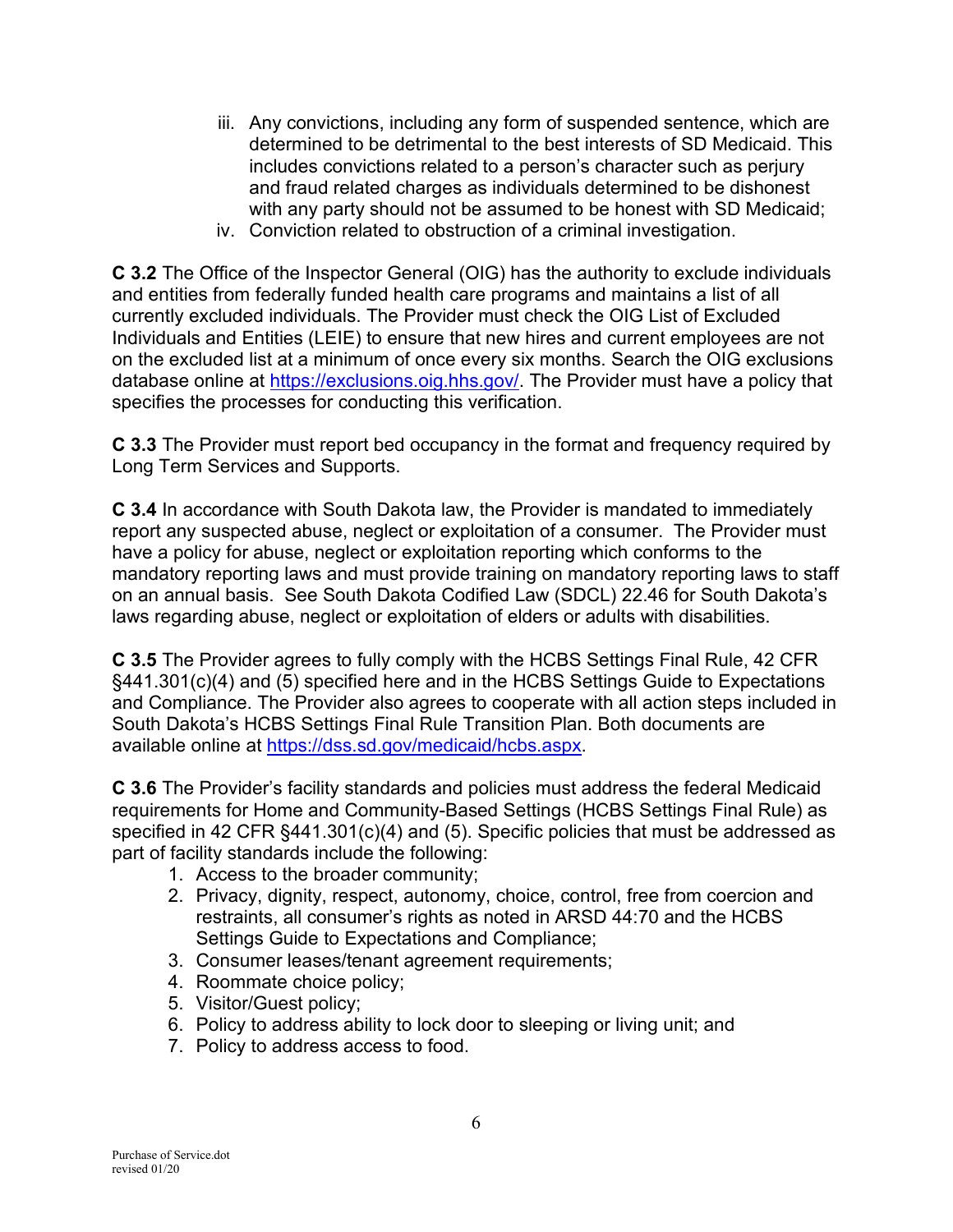iii. Any convictions, including any form of suspended sentence, which are determined to be detrimental to the best interests of SD Medicaid. This includes convictions related to a person's character such as perjury and fraud related charges as individuals determined to be dishonest with any party should not be assumed to be honest with SD Medicaid;

iv. Conviction related to obstruction of a criminal investigation.

**C 3.2** The Office of the Inspector General (OIG) has the authority to exclude individuals and entities from federally funded health care programs and maintains a list of all currently excluded individuals. The Provider must check the OIG List of Excluded Individuals and Entities (LEIE) to ensure that new hires and current employees are not on the excluded list at a minimum of once every six months. Search the OIG exclusions database online at https://exclusions.oig.hhs.gov/. The Provider must have a policy that specifies the processes for conducting this verification.

**C 3.3** The Provider must report bed occupancy in the format and frequency required by Long Term Services and Supports.

**C 3.4** In accordance with South Dakota law, the Provider is mandated to immediately report any suspected abuse, neglect or exploitation of a consumer. The Provider must have a policy for abuse, neglect or exploitation reporting which conforms to the mandatory reporting laws and must provide training on mandatory reporting laws to staff on an annual basis. See South Dakota Codified Law (SDCL) 22.46 for South Dakota's laws regarding abuse, neglect or exploitation of elders or adults with disabilities.

**C 3.5** The Provider agrees to fully comply with the HCBS Settings Final Rule, 42 CFR §441.301(c)(4) and (5) specified here and in the HCBS Settings Guide to Expectations and Compliance. The Provider also agrees to cooperate with all action steps included in South Dakota's HCBS Settings Final Rule Transition Plan. Both documents are available online at https://dss.sd.gov/medicaid/hcbs.aspx.

**C 3.6** The Provider's facility standards and policies must address the federal Medicaid requirements for Home and Community-Based Settings (HCBS Settings Final Rule) as specified in 42 CFR §441.301(c)(4) and (5). Specific policies that must be addressed as part of facility standards include the following:

1. Access to the broader community;
2. Privacy, dignity, respect, autonomy, choice, control, free from coercion and restraints, all consumer's rights as noted in ARSD 44:70 and the HCBS Settings Guide to Expectations and Compliance;
3. Consumer leases/tenant agreement requirements;
4. Roommate choice policy;
5. Visitor/Guest policy;
6. Policy to address ability to lock door to sleeping or living unit; and
7. Policy to address access to food.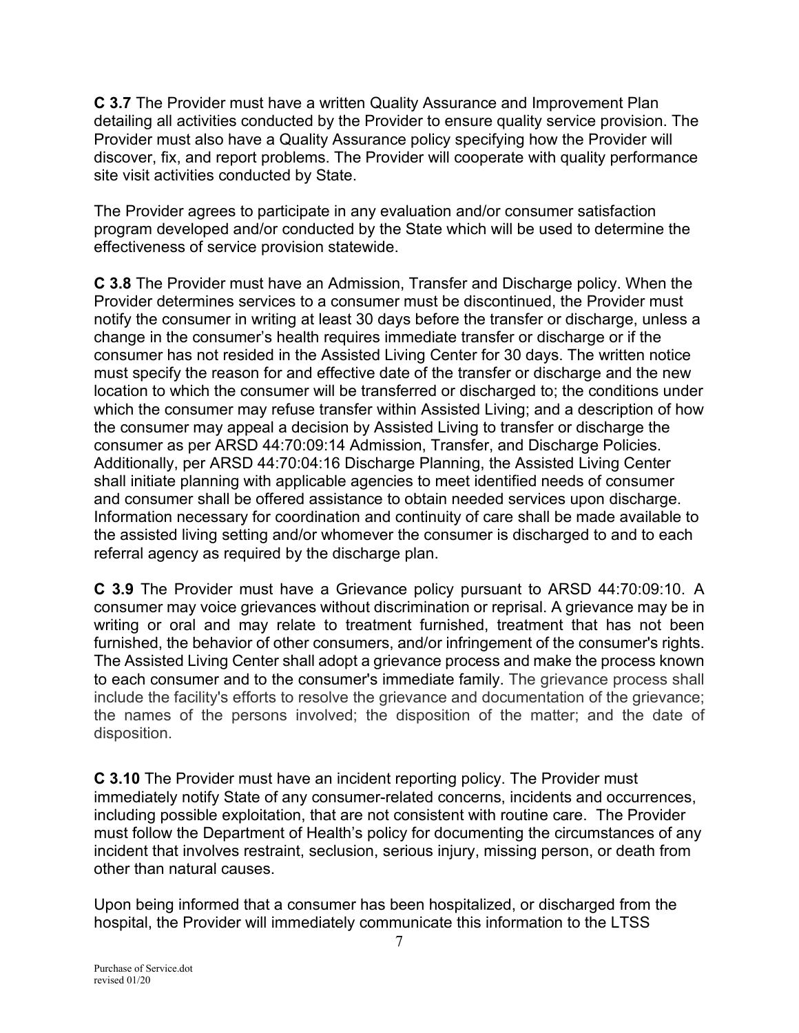**C 3.7** The Provider must have a written Quality Assurance and Improvement Plan detailing all activities conducted by the Provider to ensure quality service provision. The Provider must also have a Quality Assurance policy specifying how the Provider will discover, fix, and report problems. The Provider will cooperate with quality performance site visit activities conducted by State.

The Provider agrees to participate in any evaluation and/or consumer satisfaction program developed and/or conducted by the State which will be used to determine the effectiveness of service provision statewide.

**C 3.8** The Provider must have an Admission, Transfer and Discharge policy. When the Provider determines services to a consumer must be discontinued, the Provider must notify the consumer in writing at least 30 days before the transfer or discharge, unless a change in the consumer's health requires immediate transfer or discharge or if the consumer has not resided in the Assisted Living Center for 30 days. The written notice must specify the reason for and effective date of the transfer or discharge and the new location to which the consumer will be transferred or discharged to; the conditions under which the consumer may refuse transfer within Assisted Living; and a description of how the consumer may appeal a decision by Assisted Living to transfer or discharge the consumer as per ARSD 44:70:09:14 Admission, Transfer, and Discharge Policies. Additionally, per ARSD 44:70:04:16 Discharge Planning, the Assisted Living Center shall initiate planning with applicable agencies to meet identified needs of consumer and consumer shall be offered assistance to obtain needed services upon discharge. Information necessary for coordination and continuity of care shall be made available to the assisted living setting and/or whomever the consumer is discharged to and to each referral agency as required by the discharge plan.

**C 3.9** The Provider must have a Grievance policy pursuant to ARSD 44:70:09:10. A consumer may voice grievances without discrimination or reprisal. A grievance may be in writing or oral and may relate to treatment furnished, treatment that has not been furnished, the behavior of other consumers, and/or infringement of the consumer's rights. The Assisted Living Center shall adopt a grievance process and make the process known to each consumer and to the consumer's immediate family. The grievance process shall include the facility's efforts to resolve the grievance and documentation of the grievance; the names of the persons involved; the disposition of the matter; and the date of disposition.

**C 3.10** The Provider must have an incident reporting policy. The Provider must immediately notify State of any consumer-related concerns, incidents and occurrences, including possible exploitation, that are not consistent with routine care. The Provider must follow the Department of Health's policy for documenting the circumstances of any incident that involves restraint, seclusion, serious injury, missing person, or death from other than natural causes.

Upon being informed that a consumer has been hospitalized, or discharged from the hospital, the Provider will immediately communicate this information to the LTSS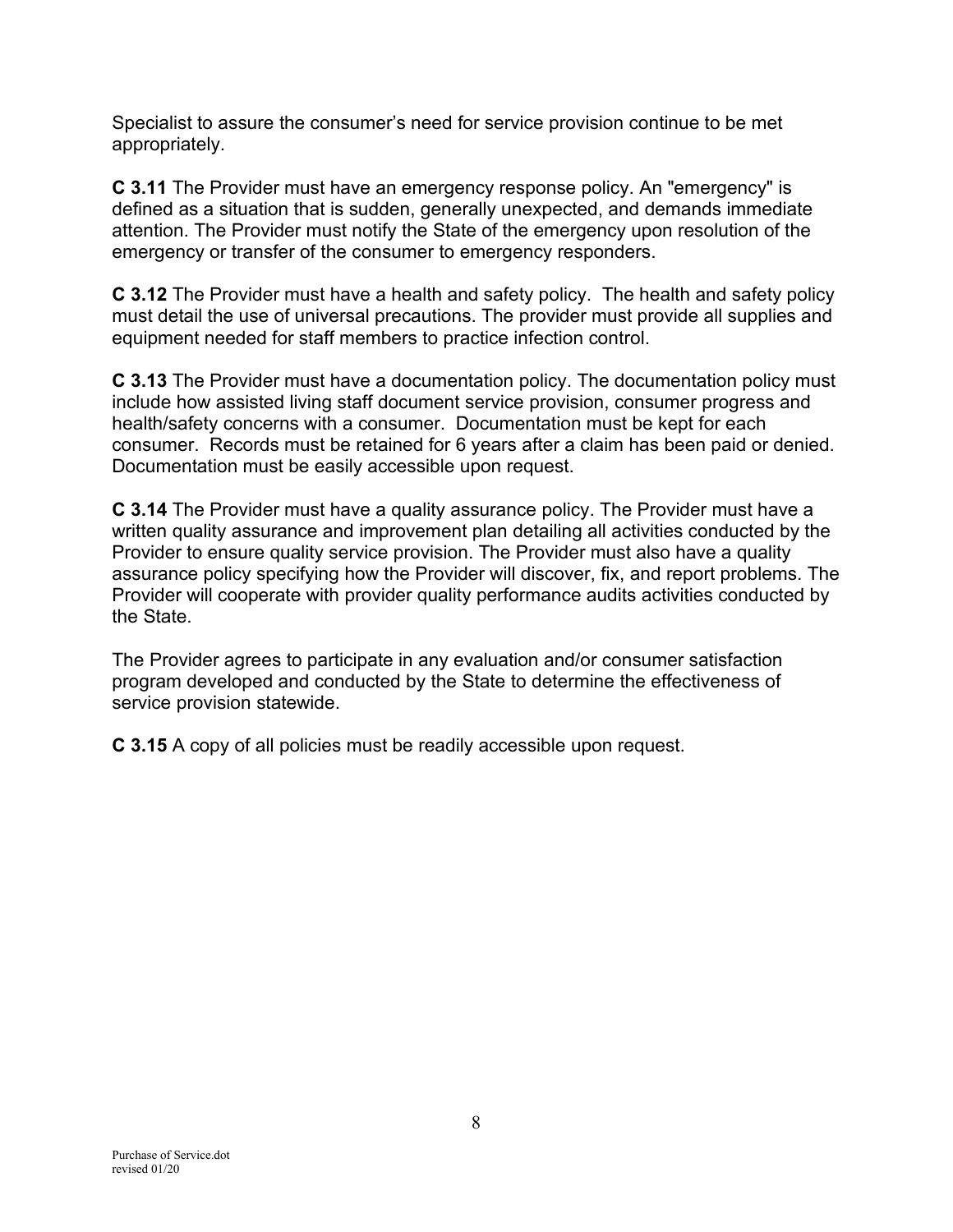Specialist to assure the consumer's need for service provision continue to be met appropriately.

**C 3.11** The Provider must have an emergency response policy. An "emergency" is defined as a situation that is sudden, generally unexpected, and demands immediate attention. The Provider must notify the State of the emergency upon resolution of the emergency or transfer of the consumer to emergency responders.

**C 3.12** The Provider must have a health and safety policy. The health and safety policy must detail the use of universal precautions. The provider must provide all supplies and equipment needed for staff members to practice infection control.

**C 3.13** The Provider must have a documentation policy. The documentation policy must include how assisted living staff document service provision, consumer progress and health/safety concerns with a consumer. Documentation must be kept for each consumer. Records must be retained for 6 years after a claim has been paid or denied. Documentation must be easily accessible upon request.

**C 3.14** The Provider must have a quality assurance policy. The Provider must have a written quality assurance and improvement plan detailing all activities conducted by the Provider to ensure quality service provision. The Provider must also have a quality assurance policy specifying how the Provider will discover, fix, and report problems. The Provider will cooperate with provider quality performance audits activities conducted by the State.

The Provider agrees to participate in any evaluation and/or consumer satisfaction program developed and conducted by the State to determine the effectiveness of service provision statewide.

**C 3.15** A copy of all policies must be readily accessible upon request.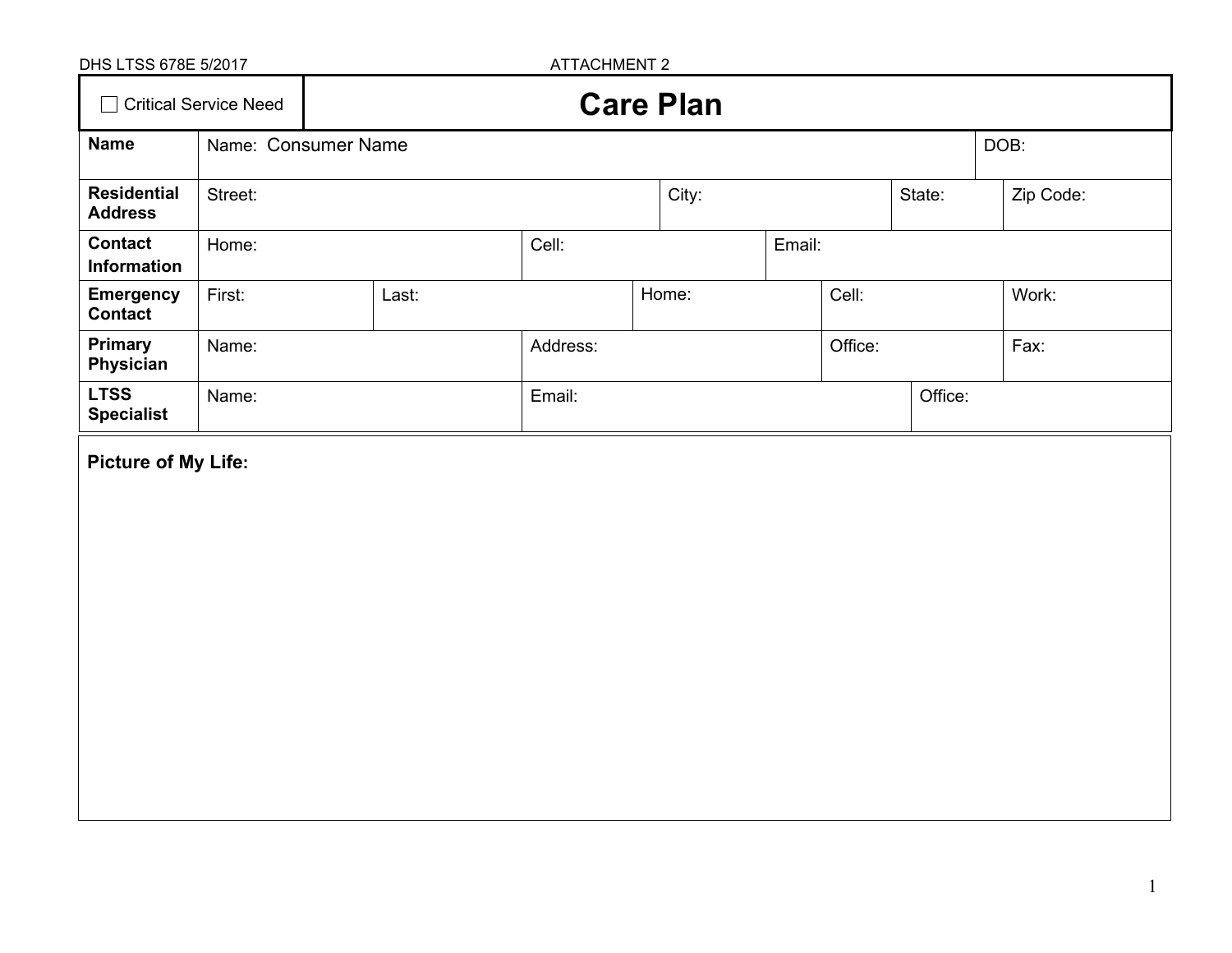DHS LTSS 678E 5/2017 ATTACHMENT 2

| ☐ Critical Service Need | # Care Plan |
|---|---|

| | | | | | |
|---|---|---|---|---|---|
| **Name** | Name: Consumer Name | | | | DOB: |
| **Residential Address** | Street: | | City: | State: | Zip Code: |
| **Contact Information** | Home: | Cell: | Email: | | |
| **Emergency Contact** | First: | Last: | Home: | Cell: | Work: |
| **Primary Physician** | Name: | Address: | | Office: | Fax: |
| **LTSS Specialist** | Name: | Email: | | Office: | |

**Picture of My Life:**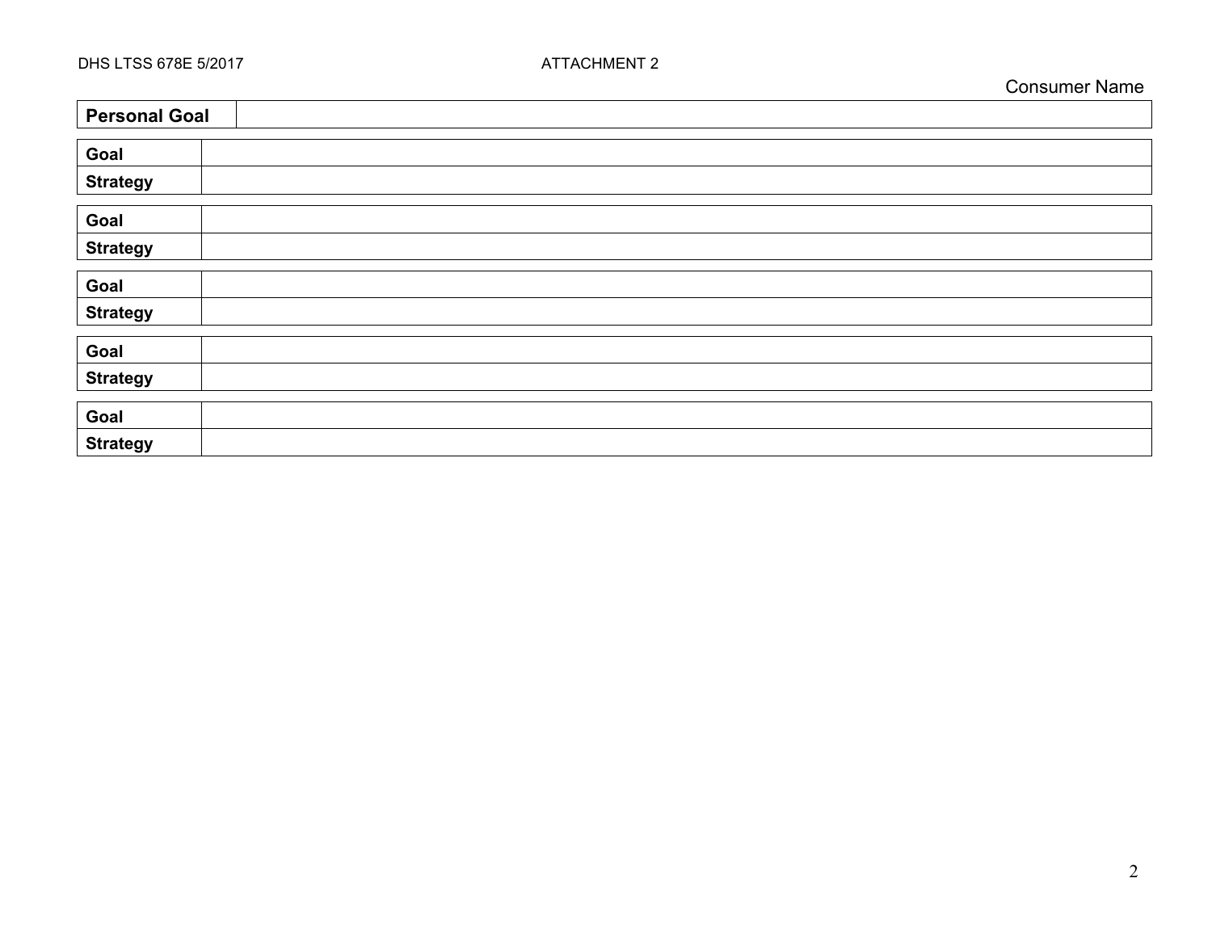DHS LTSS 678E 5/2017 ATTACHMENT 2

Consumer Name

| **Personal Goal** | |
|---|---|

| **Goal** | |
|---|---|
| **Strategy** | |

| **Goal** | |
|---|---|
| **Strategy** | |

| **Goal** | |
|---|---|
| **Strategy** | |

| **Goal** | |
|---|---|
| **Strategy** | |

| **Goal** | |
|---|---|
| **Strategy** | |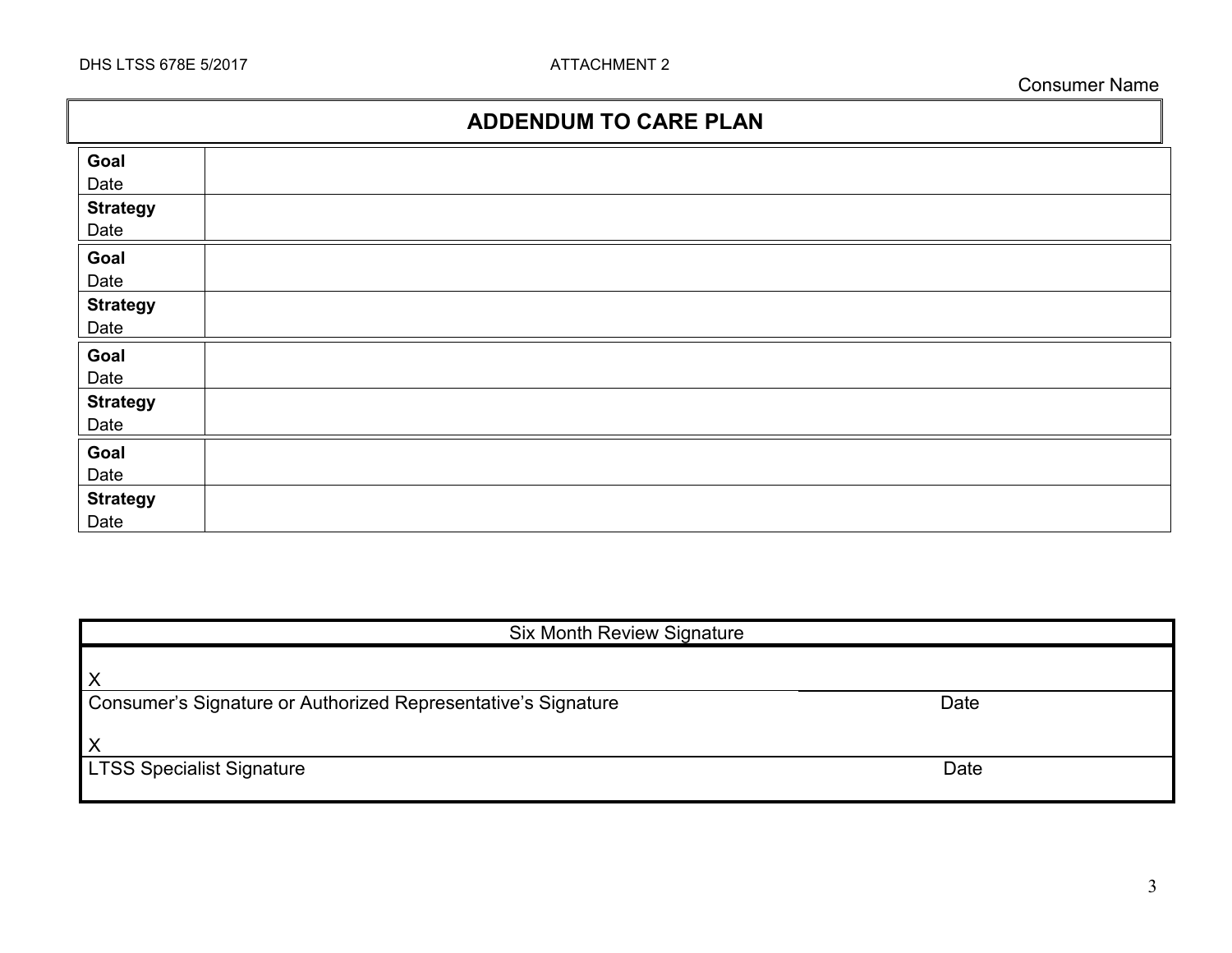DHS LTSS 678E 5/2017 ATTACHMENT 2

Consumer Name

# ADDENDUM TO CARE PLAN

| | |
|---|---|
| **Goal**<br>Date | |
| **Strategy**<br>Date | |
| **Goal**<br>Date | |
| **Strategy**<br>Date | |
| **Goal**<br>Date | |
| **Strategy**<br>Date | |
| **Goal**<br>Date | |
| **Strategy**<br>Date | |

| Six Month Review Signature | |
|---|---|
| X | |
| Consumer's Signature or Authorized Representative's Signature | Date |
| X | |
| LTSS Specialist Signature | Date |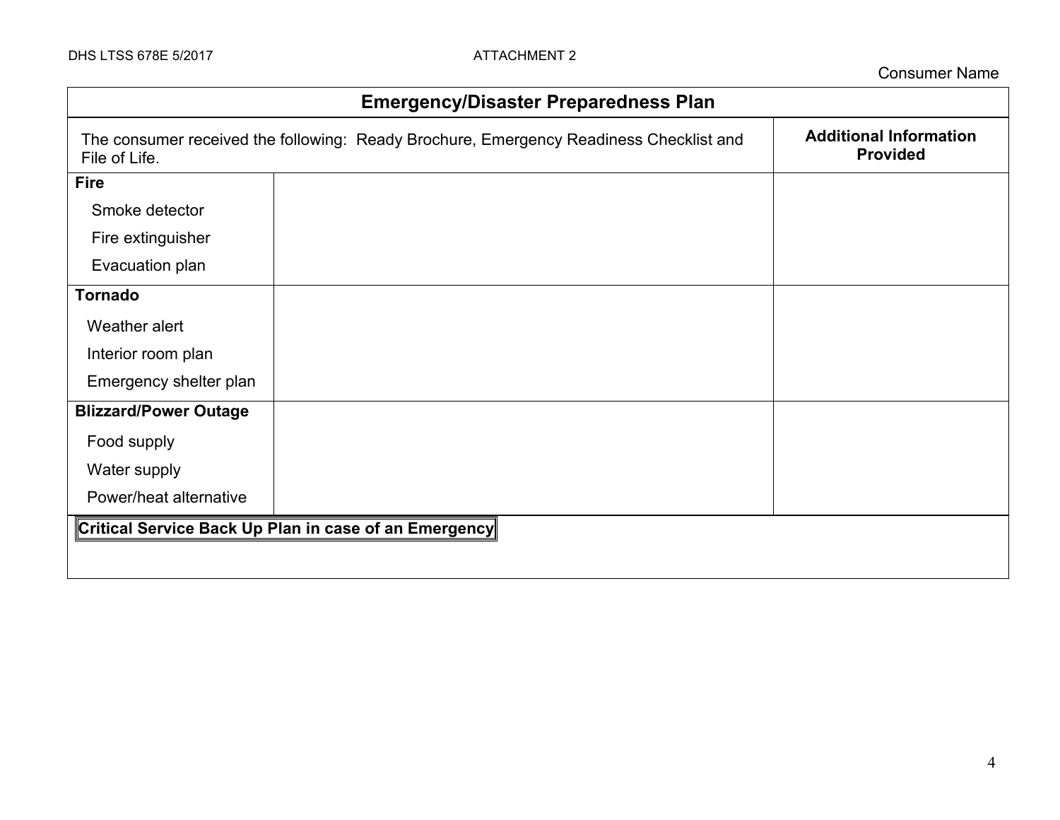Consumer Name

| Emergency/Disaster Preparedness Plan | | |
|---|---|---|
| The consumer received the following: Ready Brochure, Emergency Readiness Checklist and File of Life. | | **Additional Information Provided** |
| **Fire**<br>Smoke detector<br>Fire extinguisher<br>Evacuation plan | | |
| **Tornado**<br>Weather alert<br>Interior room plan<br>Emergency shelter plan | | |
| **Blizzard/Power Outage**<br>Food supply<br>Water supply<br>Power/heat alternative | | |
| **Critical Service Back Up Plan in case of an Emergency** | | |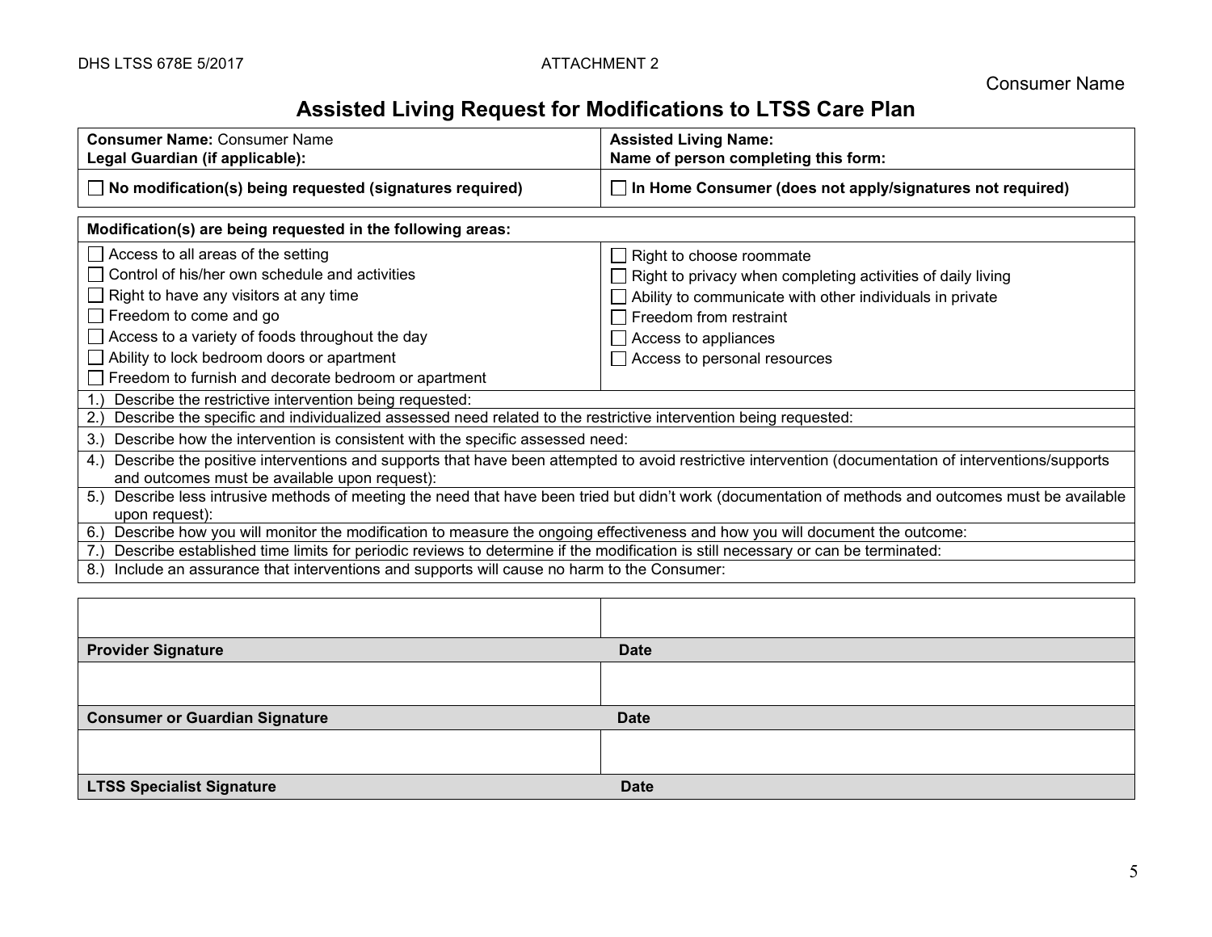DHS LTSS 678E 5/2017 ATTACHMENT 2

Consumer Name

# Assisted Living Request for Modifications to LTSS Care Plan

| **Consumer Name:** Consumer Name<br>**Legal Guardian (if applicable):** | **Assisted Living Name:**<br>**Name of person completing this form:** |
|---|---|
| ☐ **No modification(s) being requested (signatures required)** | ☐ **In Home Consumer (does not apply/signatures not required)** |

| **Modification(s) are being requested in the following areas:** | |
|---|---|
| ☐ Access to all areas of the setting<br>☐ Control of his/her own schedule and activities<br>☐ Right to have any visitors at any time<br>☐ Freedom to come and go<br>☐ Access to a variety of foods throughout the day<br>☐ Ability to lock bedroom doors or apartment<br>☐ Freedom to furnish and decorate bedroom or apartment | ☐ Right to choose roommate<br>☐ Right to privacy when completing activities of daily living<br>☐ Ability to communicate with other individuals in private<br>☐ Freedom from restraint<br>☐ Access to appliances<br>☐ Access to personal resources |
| 1.) Describe the restrictive intervention being requested: | |
| 2.) Describe the specific and individualized assessed need related to the restrictive intervention being requested: | |
| 3.) Describe how the intervention is consistent with the specific assessed need: | |
| 4.) Describe the positive interventions and supports that have been attempted to avoid restrictive intervention (documentation of interventions/supports and outcomes must be available upon request): | |
| 5.) Describe less intrusive methods of meeting the need that have been tried but didn't work (documentation of methods and outcomes must be available upon request): | |
| 6.) Describe how you will monitor the modification to measure the ongoing effectiveness and how you will document the outcome: | |
| 7.) Describe established time limits for periodic reviews to determine if the modification is still necessary or can be terminated: | |
| 8.) Include an assurance that interventions and supports will cause no harm to the Consumer: | |

| | |
|---|---|
| | |
| **Provider Signature** | **Date** |
| | |
| **Consumer or Guardian Signature** | **Date** |
| | |
| **LTSS Specialist Signature** | **Date** |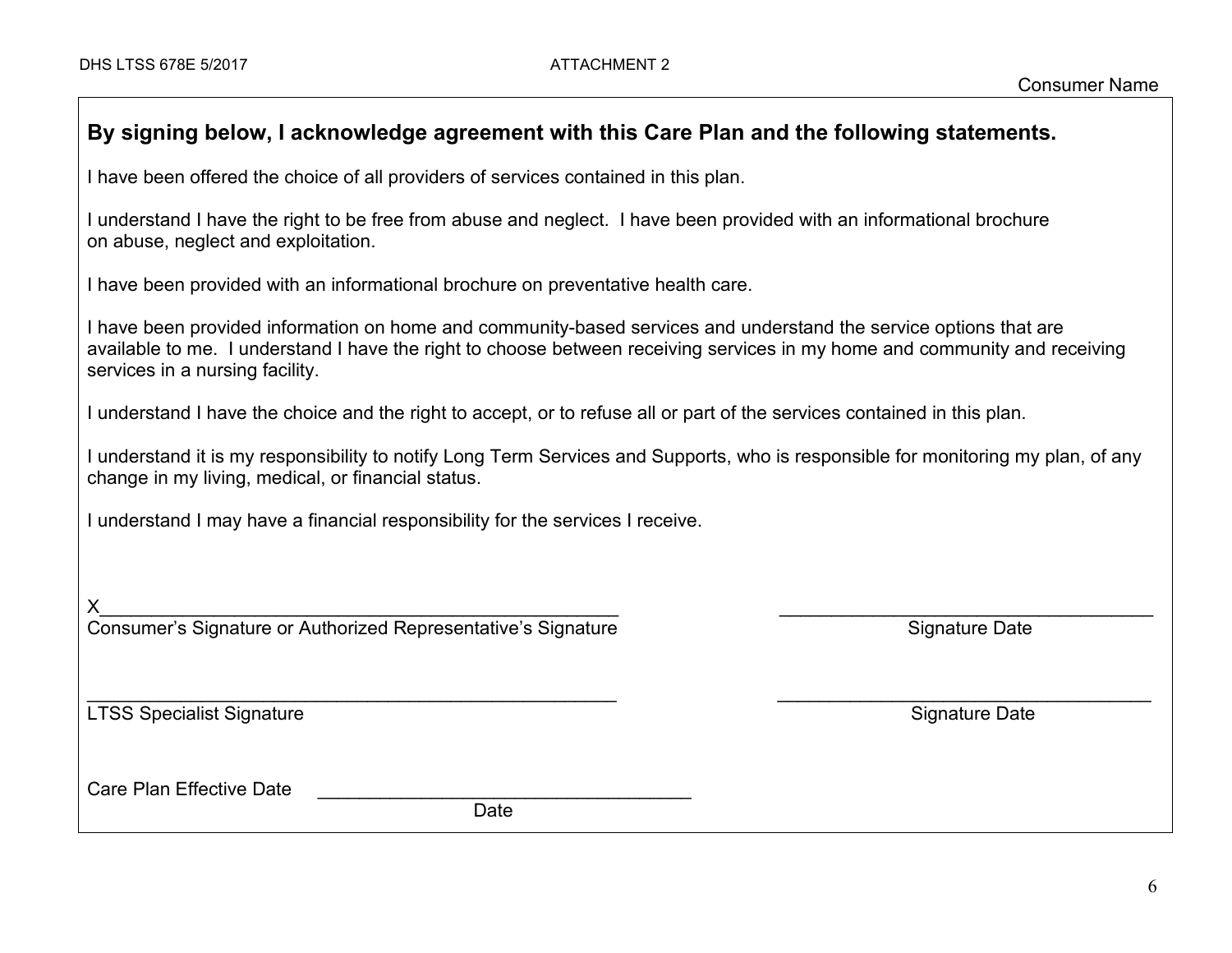DHS LTSS 678E 5/2017 ATTACHMENT 2

Consumer Name

**By signing below, I acknowledge agreement with this Care Plan and the following statements.**

I have been offered the choice of all providers of services contained in this plan.

I understand I have the right to be free from abuse and neglect. I have been provided with an informational brochure on abuse, neglect and exploitation.

I have been provided with an informational brochure on preventative health care.

I have been provided information on home and community-based services and understand the service options that are available to me. I understand I have the right to choose between receiving services in my home and community and receiving services in a nursing facility.

I understand I have the choice and the right to accept, or to refuse all or part of the services contained in this plan.

I understand it is my responsibility to notify Long Term Services and Supports, who is responsible for monitoring my plan, of any change in my living, medical, or financial status.

I understand I may have a financial responsibility for the services I receive.

X_____________________________________________________ _____________________________________

Consumer's Signature or Authorized Representative's Signature Signature Date

_____________________________________________________ _____________________________________

LTSS Specialist Signature Signature Date

Care Plan Effective Date _____________________________________

Date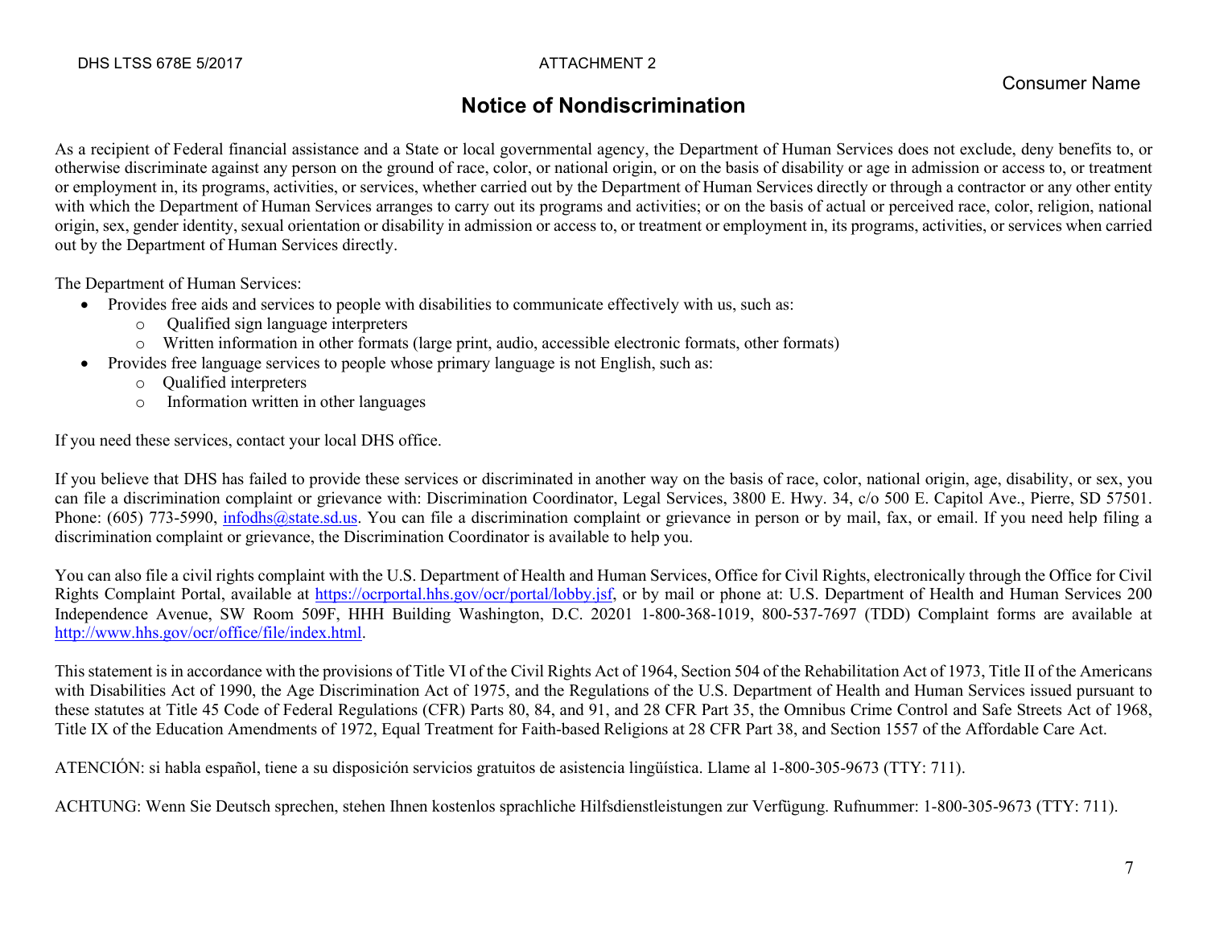Consumer Name

# Notice of Nondiscrimination

As a recipient of Federal financial assistance and a State or local governmental agency, the Department of Human Services does not exclude, deny benefits to, or otherwise discriminate against any person on the ground of race, color, or national origin, or on the basis of disability or age in admission or access to, or treatment or employment in, its programs, activities, or services, whether carried out by the Department of Human Services directly or through a contractor or any other entity with which the Department of Human Services arranges to carry out its programs and activities; or on the basis of actual or perceived race, color, religion, national origin, sex, gender identity, sexual orientation or disability in admission or access to, or treatment or employment in, its programs, activities, or services when carried out by the Department of Human Services directly.

The Department of Human Services:

- Provides free aids and services to people with disabilities to communicate effectively with us, such as:
  - Qualified sign language interpreters
  - Written information in other formats (large print, audio, accessible electronic formats, other formats)
- Provides free language services to people whose primary language is not English, such as:
  - Qualified interpreters
  - Information written in other languages

If you need these services, contact your local DHS office.

If you believe that DHS has failed to provide these services or discriminated in another way on the basis of race, color, national origin, age, disability, or sex, you can file a discrimination complaint or grievance with: Discrimination Coordinator, Legal Services, 3800 E. Hwy. 34, c/o 500 E. Capitol Ave., Pierre, SD 57501. Phone: (605) 773-5990, infodhs@state.sd.us. You can file a discrimination complaint or grievance in person or by mail, fax, or email. If you need help filing a discrimination complaint or grievance, the Discrimination Coordinator is available to help you.

You can also file a civil rights complaint with the U.S. Department of Health and Human Services, Office for Civil Rights, electronically through the Office for Civil Rights Complaint Portal, available at https://ocrportal.hhs.gov/ocr/portal/lobby.jsf, or by mail or phone at: U.S. Department of Health and Human Services 200 Independence Avenue, SW Room 509F, HHH Building Washington, D.C. 20201 1-800-368-1019, 800-537-7697 (TDD) Complaint forms are available at http://www.hhs.gov/ocr/office/file/index.html.

This statement is in accordance with the provisions of Title VI of the Civil Rights Act of 1964, Section 504 of the Rehabilitation Act of 1973, Title II of the Americans with Disabilities Act of 1990, the Age Discrimination Act of 1975, and the Regulations of the U.S. Department of Health and Human Services issued pursuant to these statutes at Title 45 Code of Federal Regulations (CFR) Parts 80, 84, and 91, and 28 CFR Part 35, the Omnibus Crime Control and Safe Streets Act of 1968, Title IX of the Education Amendments of 1972, Equal Treatment for Faith-based Religions at 28 CFR Part 38, and Section 1557 of the Affordable Care Act.

ATENCIÓN: si habla español, tiene a su disposición servicios gratuitos de asistencia lingüística. Llame al 1-800-305-9673 (TTY: 711).

ACHTUNG: Wenn Sie Deutsch sprechen, stehen Ihnen kostenlos sprachliche Hilfsdienstleistungen zur Verfügung. Rufnummer: 1-800-305-9673 (TTY: 711).